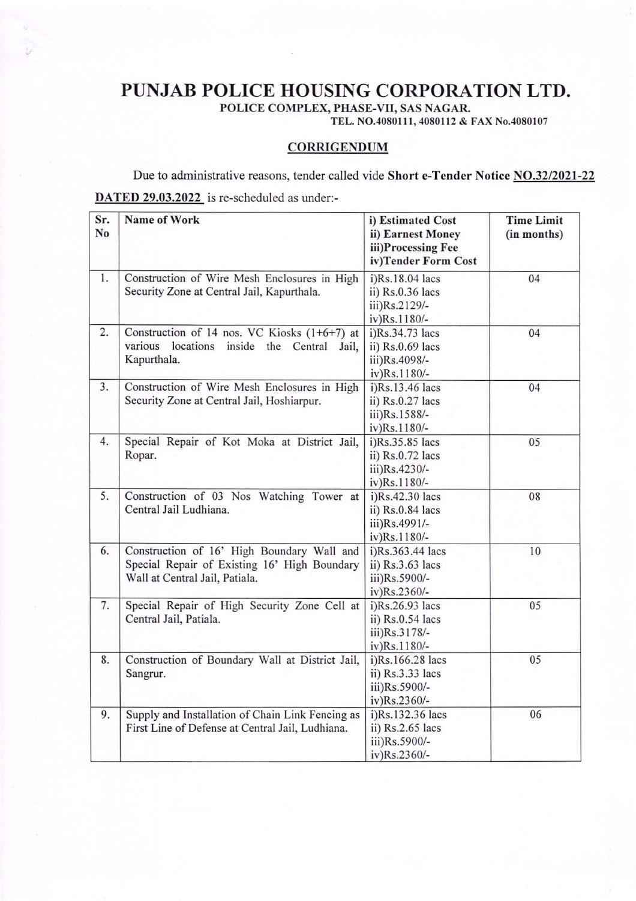# PUNJAB POLICE HOUSING CORPORATION LTD.

**POLICE COMPLEX, PHASE-VII, SAS NAGAR.**

**TEL. NO.4080111, 4080112 & FAX No.4080107**

## CORRIGENDUM

Due to administrative reasons, tender called vide **Short e-Tender Notice NO.32/2021-22 DATED 29.03.2022** is re-scheduled as under:-

| Sr. No | Name of Work | i) Estimated Cost<br>ii) Earnest Money<br>iii)Processing Fee<br>iv)Tender Form Cost | Time Limit (in months) |
|---|---|---|---|
| 1. | Construction of Wire Mesh Enclosures in High Security Zone at Central Jail, Kapurthala. | i)Rs.18.04 lacs<br>ii) Rs.0.36 lacs<br>iii)Rs.2129/-<br>iv)Rs.1180/- | 04 |
| 2. | Construction of 14 nos. VC Kiosks (1+6+7) at various locations inside the Central Jail, Kapurthala. | i)Rs.34.73 lacs<br>ii) Rs.0.69 lacs<br>iii)Rs.4098/-<br>iv)Rs.1180/- | 04 |
| 3. | Construction of Wire Mesh Enclosures in High Security Zone at Central Jail, Hoshiarpur. | i)Rs.13.46 lacs<br>ii) Rs.0.27 lacs<br>iii)Rs.1588/-<br>iv)Rs.1180/- | 04 |
| 4. | Special Repair of Kot Moka at District Jail, Ropar. | i)Rs.35.85 lacs<br>ii) Rs.0.72 lacs<br>iii)Rs.4230/-<br>iv)Rs.1180/- | 05 |
| 5. | Construction of 03 Nos Watching Tower at Central Jail Ludhiana. | i)Rs.42.30 lacs<br>ii) Rs.0.84 lacs<br>iii)Rs.4991/-<br>iv)Rs.1180/- | 08 |
| 6. | Construction of 16' High Boundary Wall and Special Repair of Existing 16' High Boundary Wall at Central Jail, Patiala. | i)Rs.363.44 lacs<br>ii) Rs.3.63 lacs<br>iii)Rs.5900/-<br>iv)Rs.2360/- | 10 |
| 7. | Special Repair of High Security Zone Cell at Central Jail, Patiala. | i)Rs.26.93 lacs<br>ii) Rs.0.54 lacs<br>iii)Rs.3178/-<br>iv)Rs.1180/- | 05 |
| 8. | Construction of Boundary Wall at District Jail, Sangrur. | i)Rs.166.28 lacs<br>ii) Rs.3.33 lacs<br>iii)Rs.5900/-<br>iv)Rs.2360/- | 05 |
| 9. | Supply and Installation of Chain Link Fencing as First Line of Defense at Central Jail, Ludhiana. | i)Rs.132.36 lacs<br>ii) Rs.2.65 lacs<br>iii)Rs.5900/-<br>iv)Rs.2360/- | 06 |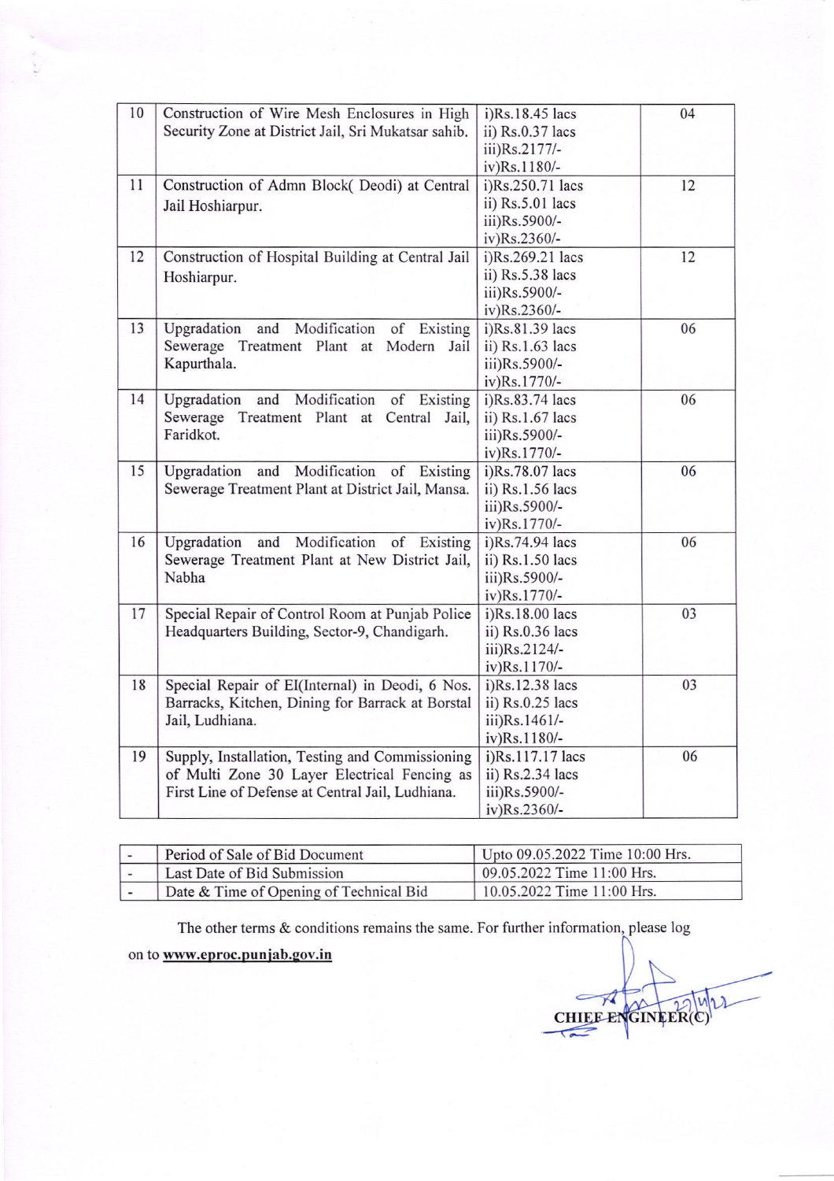| | | | |
|---|---|---|---|
| 10 | Construction of Wire Mesh Enclosures in High Security Zone at District Jail, Sri Mukatsar sahib. | i)Rs.18.45 lacs<br>ii) Rs.0.37 lacs<br>iii)Rs.2177/-<br>iv)Rs.1180/- | 04 |
| 11 | Construction of Admn Block( Deodi) at Central Jail Hoshiarpur. | i)Rs.250.71 lacs<br>ii) Rs.5.01 lacs<br>iii)Rs.5900/-<br>iv)Rs.2360/- | 12 |
| 12 | Construction of Hospital Building at Central Jail Hoshiarpur. | i)Rs.269.21 lacs<br>ii) Rs.5.38 lacs<br>iii)Rs.5900/-<br>iv)Rs.2360/- | 12 |
| 13 | Upgradation and Modification of Existing Sewerage Treatment Plant at Modern Jail Kapurthala. | i)Rs.81.39 lacs<br>ii) Rs.1.63 lacs<br>iii)Rs.5900/-<br>iv)Rs.1770/- | 06 |
| 14 | Upgradation and Modification of Existing Sewerage Treatment Plant at Central Jail, Faridkot. | i)Rs.83.74 lacs<br>ii) Rs.1.67 lacs<br>iii)Rs.5900/-<br>iv)Rs.1770/- | 06 |
| 15 | Upgradation and Modification of Existing Sewerage Treatment Plant at District Jail, Mansa. | i)Rs.78.07 lacs<br>ii) Rs.1.56 lacs<br>iii)Rs.5900/-<br>iv)Rs.1770/- | 06 |
| 16 | Upgradation and Modification of Existing Sewerage Treatment Plant at New District Jail, Nabha | i)Rs.74.94 lacs<br>ii) Rs.1.50 lacs<br>iii)Rs.5900/-<br>iv)Rs.1770/- | 06 |
| 17 | Special Repair of Control Room at Punjab Police Headquarters Building, Sector-9, Chandigarh. | i)Rs.18.00 lacs<br>ii) Rs.0.36 lacs<br>iii)Rs.2124/-<br>iv)Rs.1170/- | 03 |
| 18 | Special Repair of EI(Internal) in Deodi, 6 Nos. Barracks, Kitchen, Dining for Barrack at Borstal Jail, Ludhiana. | i)Rs.12.38 lacs<br>ii) Rs.0.25 lacs<br>iii)Rs.1461/-<br>iv)Rs.1180/- | 03 |
| 19 | Supply, Installation, Testing and Commissioning of Multi Zone 30 Layer Electrical Fencing as First Line of Defense at Central Jail, Ludhiana. | i)Rs.117.17 lacs<br>ii) Rs.2.34 lacs<br>iii)Rs.5900/-<br>iv)Rs.2360/- | 06 |

| | | |
|---|---|---|
| - | Period of Sale of Bid Document | Upto 09.05.2022 Time 10:00 Hrs. |
| - | Last Date of Bid Submission | 09.05.2022 Time 11:00 Hrs. |
| - | Date & Time of Opening of Technical Bid | 10.05.2022 Time 11:00 Hrs. |

The other terms & conditions remains the same. For further information, please log on to **www.eproc.punjab.gov.in**

CHIEF ENGINEER(C)